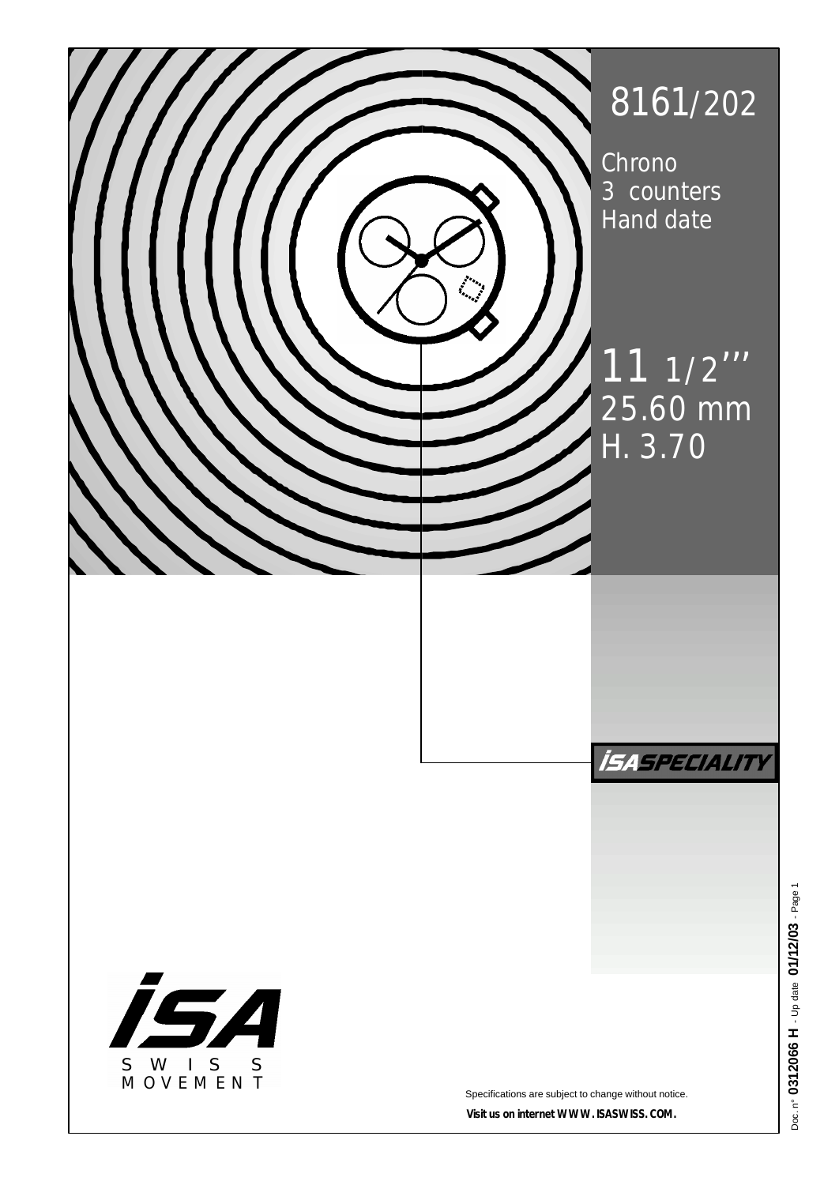# 8161/202

Chrono
3 counters
Hand date

11 1/2'''
25.60 mm
H. 3.70

ISA SPECIALITY

ISA
SWISS
MOVEMENT

Specifications are subject to change without notice.

**Visit us on internet WWW. ISASWISS. COM.**

Doc. n° **0312066 H** - Up date **01/12/03**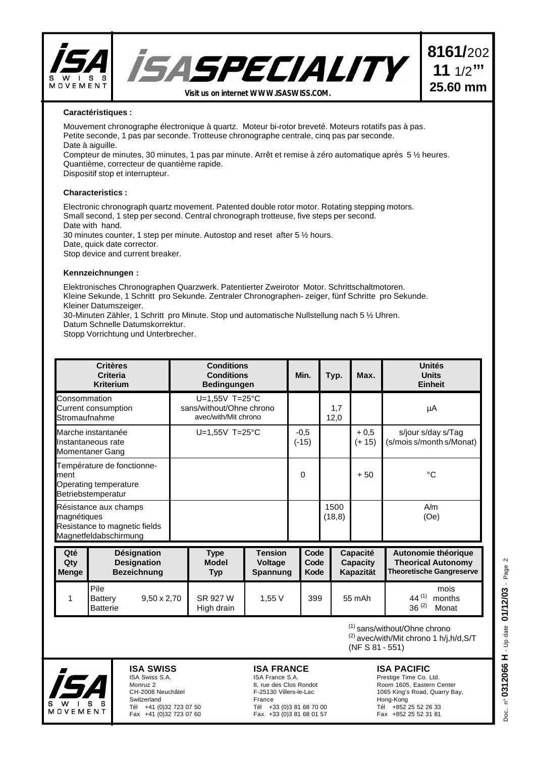# ISA SPECIALITY

**8161/202**
**11 1/2'''**
**25.60 mm**

Visit us on internet WWW.ISASWISS.COM.

**Caractéristiques :**

Mouvement chronographe électronique à quartz. Moteur bi-rotor breveté. Moteurs rotatifs pas à pas.
Petite seconde, 1 pas par seconde. Trotteuse chronographe centrale, cinq pas par seconde.
Date à aiguille.
Compteur de minutes, 30 minutes, 1 pas par minute. Arrêt et remise à zéro automatique après 5 ½ heures.
Quantième, correcteur de quantième rapide.
Dispositif stop et interrupteur.

**Characteristics :**

Electronic chronograph quartz movement. Patented double rotor motor. Rotating stepping motors.
Small second, 1 step per second. Central chronograph trotteuse, five steps per second.
Date with hand.
30 minutes counter, 1 step per minute. Autostop and reset after 5 ½ hours.
Date, quick date corrector.
Stop device and current breaker.

**Kennzeichnungen :**

Elektronisches Chronographen Quarzwerk. Patentierter Zweirotor Motor. Schrittschaltmotoren.
Kleine Sekunde, 1 Schritt pro Sekunde. Zentraler Chronographen- zeiger, fünf Schritte pro Sekunde.
Kleiner Datumszeiger.
30-Minuten Zähler, 1 Schritt pro Minute. Stop und automatische Nullstellung nach 5 ½ Uhren.
Datum Schnelle Datumskorrektur.
Stopp Vorrichtung und Unterbrecher.

| Critères Criteria Kriterium | Conditions Conditions Bedingungen | Min. | Typ. | Max. | Unités Units Einheit |
|---|---|---|---|---|---|
| Consommation Current consumption Stromaufnahme | U=1,55V T=25°C sans/without/Ohne chrono avec/with/Mit chrono | | 1,7 12,0 | | µA |
| Marche instantanée Instantaneous rate Momentaner Gang | U=1,55V T=25°C | -0,5 (-15) | | + 0,5 (+ 15) | s/jour s/day s/Tag (s/mois s/month s/Monat) |
| Température de fonctionnement Operating temperature Betriebstemperatur | | 0 | | + 50 | °C |
| Résistance aux champs magnétiques Resistance to magnetic fields Magnetfeldabschirmung | | | 1500 (18,8) | | A/m (Oe) |

| Qté Qty Menge | Désignation Designation Bezeichnung | | Type Model Typ | Tension Voltage Spannung | Code Code Kode | Capacité Capacity Kapazität | Autonomie théorique Theorical Autonomy Theoretische Gangreserve |
|---|---|---|---|---|---|---|---|
| 1 | Pile Battery Batterie | 9,50 x 2,70 | SR 927 W High drain | 1,55 V | 399 | 55 mAh | mois months Monat: 44 (1), 36 (2) |

(1) sans/without/Ohne chrono
(2) avec/with/Mit chrono 1 h/j,h/d,S/T
(NF S 81 - 551)

**ISA SWISS**
ISA Swiss S.A.
Monruz 2
CH-2008 Neuchâtel
Switzerland
Tél +41 (0)32 723 07 50
Fax +41 (0)32 723 07 60

**ISA FRANCE**
ISA France S.A.
8, rue des Clos Rondot
F-25130 Villers-le-Lac
France
Tél +33 (0)3 81 68 70 00
Fax +33 (0)3 81 68 01 57

**ISA PACIFIC**
Prestige Time Co. Ltd.
Room 1605, Eastern Center
1065 King's Road, Quarry Bay,
Hong-Kong
Tél +852 25 52 26 33
Fax +852 25 52 31 81

Doc. n° 0312066 H - Up date 01/12/03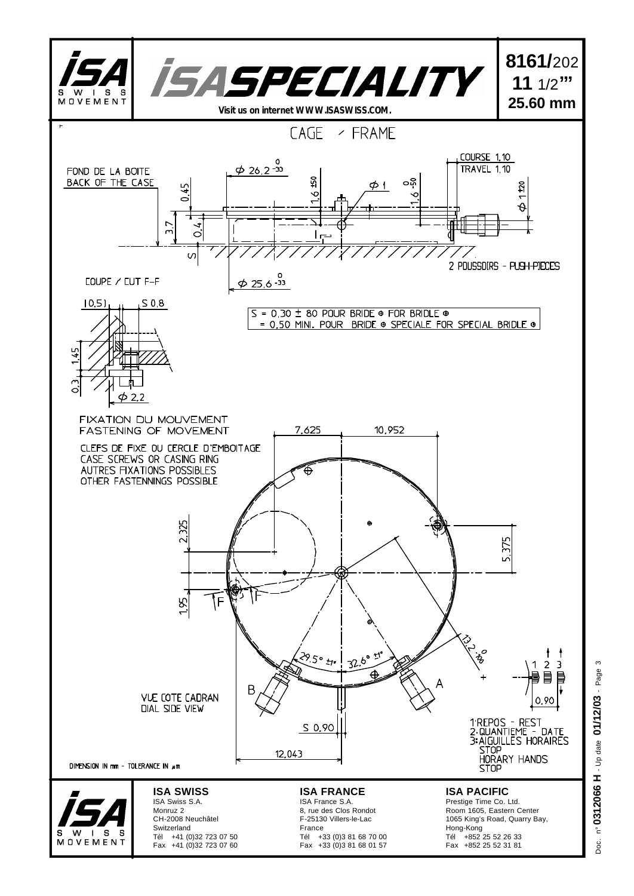# ISA SPECIALITY

**8161/**202
**11** 1/2'''
**25.60 mm**

Visit us on internet WWW.ISASWISS.COM.

## CAGE / FRAME

FOND DE LA BOITE
BACK OF THE CASE

COURSE 1,10
TRAVEL 1,10

$\phi$ 26,2 $^{0}_{-33}$

$\phi$ 1

$\phi$ 1 ±20

0,45

1,6 ±50

1,6 $^{0}_{-50}$

3,7

0,4

S

2 POUSSOIRS - PUSH-PIECES

COUPE / CUT F–F

$\phi$ 25,6 $^{0}_{-33}$

(0,5)

S 0,8

1,45

0,3

$\phi$ 2,2

S = 0,30 ± 80 POUR BRIDE ⊕ FOR BRIDLE ⊕
= 0,50 MINI. POUR BRIDE ⊕ SPECIALE FOR SPECIAL BRIDLE ⊕

FIXATION DU MOUVEMENT
FASTENING OF MOVEMENT

CLEFS DE FIXE OU CERCLE D'EMBOITAGE
CASE SCREWS OR CASING RING
AUTRES FIXATIONS POSSIBLES
OTHER FASTENNINGS POSSIBLE

7,625

10,952

2,325

5,375

1,95

F

13,2 $^{0}_{-100}$

29,5° ±1°

32,6° ±1°

B

A

1 2 3

0,90

VUE COTE CADRAN
DIAL SIDE VIEW

S 0,90

12,043

1: REPOS - REST
2: QUANTIEME - DATE
3: AIGUILLES HORAIRES STOP
HORARY HANDS STOP

DIMENSION IN mm - TOLERANCE IN µm

**ISA SWISS**
ISA Swiss S.A.
Monruz 2
CH-2008 Neuchâtel
Switzerland
Tél +41 (0)32 723 07 50
Fax +41 (0)32 723 07 60

**ISA FRANCE**
ISA France S.A.
8, rue des Clos Rondot
F-25130 Villers-le-Lac
France
Tél +33 (0)3 81 68 70 00
Fax +33 (0)3 81 68 01 57

**ISA PACIFIC**
Prestige Time Co. Ltd.
Room 1605, Eastern Center
1065 King's Road, Quarry Bay,
Hong-Kong
Tél +852 25 52 26 33
Fax +852 25 52 31 81

Doc. n° **0312066 H** - Up date **01/12/03**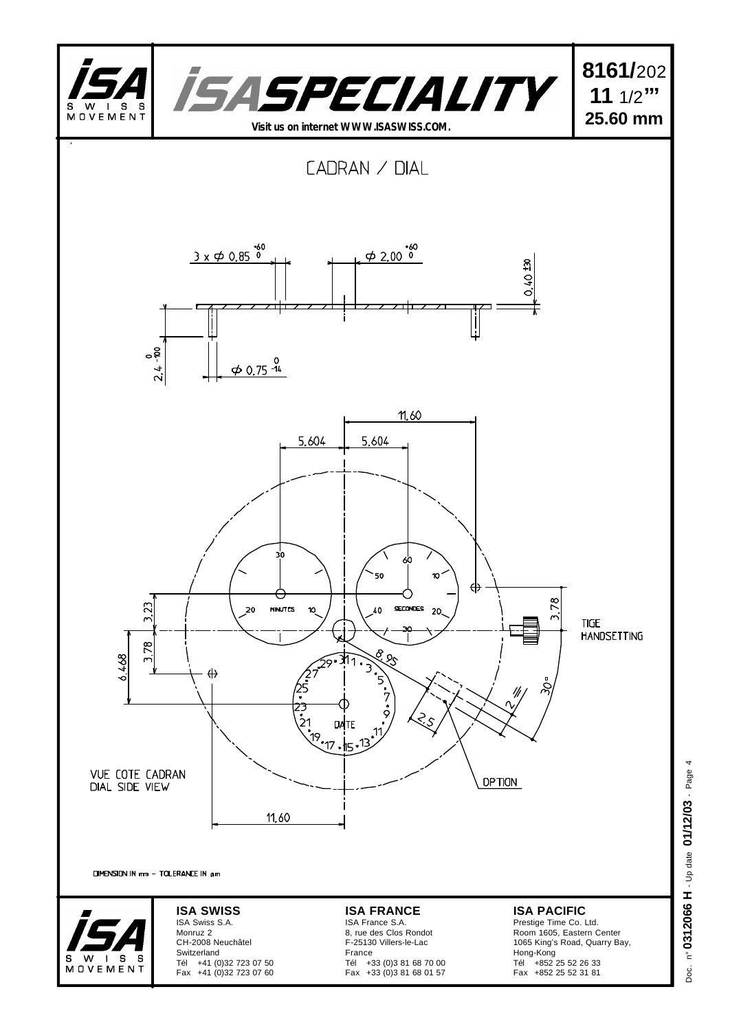# ISA SPECIALITY

**8161/202**
**11 1/2'''**
**25.60 mm**

Visit us on internet WWW.ISASWISS.COM.

## CADRAN / DIAL

3 x Φ 0,85 $^{+60}_{0}$

Φ 2,00 $^{+60}_{0}$

0,40 ±30

2,4 $^{0}_{-100}$

Φ 0,75 $^{0}_{-14}$

11,60

5,604 5,604

30 MINUTES 20 10

60 50 10 40 SECONDES 20 30

3,78

3,23

3,78

6,468

TIGE
HANDSETTING

8,95

31 1 3 5 7 9 11 13 15 17 19 21 23 25 27 29

DATE

2,5

2

30°

OPTION

VUE COTE CADRAN
DIAL SIDE VIEW

11,60

DIMENSION IN mm – TOLERANCE IN µm

**ISA SWISS**
ISA Swiss S.A.
Monruz 2
CH-2008 Neuchâtel
Switzerland
Tél +41 (0)32 723 07 50
Fax +41 (0)32 723 07 60

**ISA FRANCE**
ISA France S.A.
8, rue des Clos Rondot
F-25130 Villers-le-Lac
France
Tél +33 (0)3 81 68 70 00
Fax +33 (0)3 81 68 01 57

**ISA PACIFIC**
Prestige Time Co. Ltd.
Room 1605, Eastern Center
1065 King's Road, Quarry Bay,
Hong-Kong
Tél +852 25 52 26 33
Fax +852 25 52 31 81

Doc. n° **0312066 H** - Up date **01/12/03**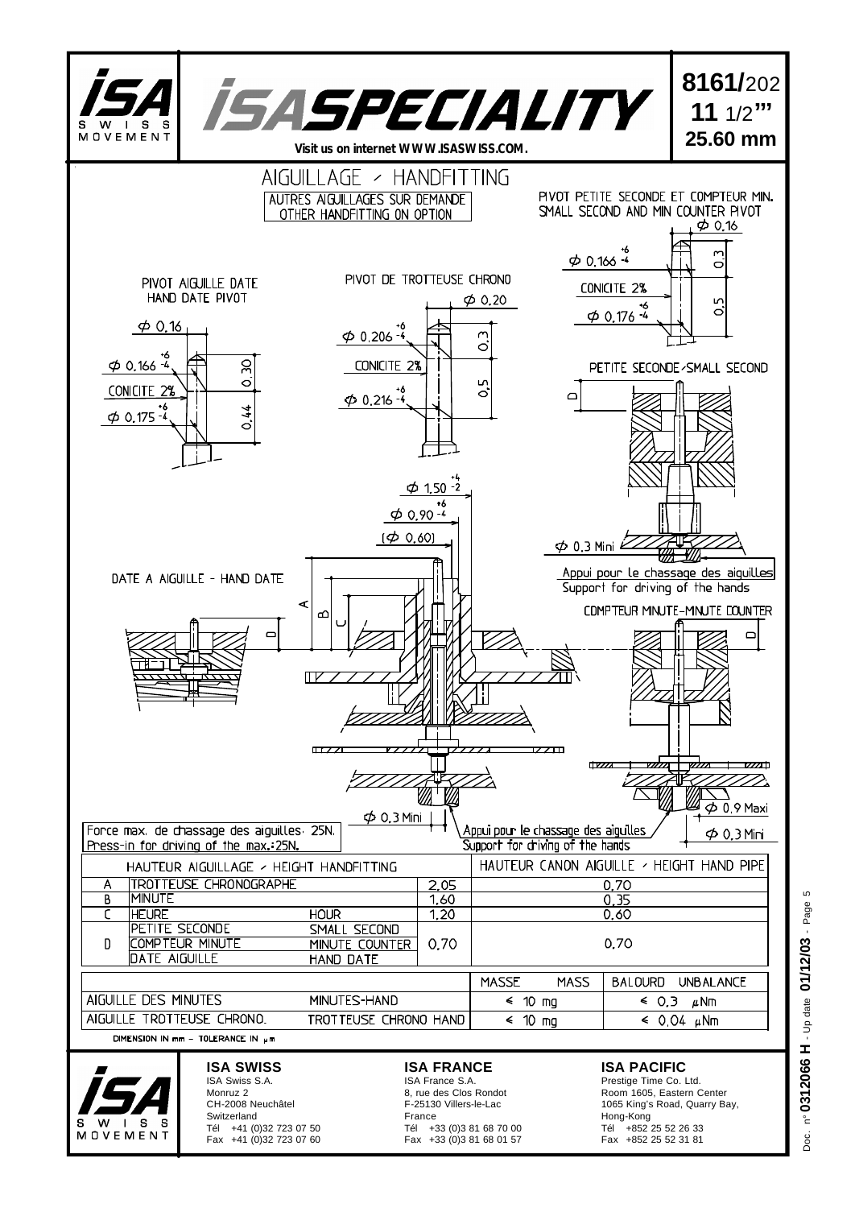# ISA SPECIALITY

**8161/**202
**11** 1/2'''
**25.60 mm**

Visit us on internet WWW.ISASWISS.COM.

## AIGUILLAGE / HANDFITTING

AUTRES AIGUILLAGES SUR DEMANDE
OTHER HANDFITTING ON OPTION

PIVOT AIGUILLE DATE
HAND DATE PIVOT

$\phi$ 0.16
$\phi$ 0.166 $^{+6}_{-4}$
CONICITE 2%
$\phi$ 0.175 $^{+6}_{-4}$
0.30
0.44

PIVOT DE TROTTEUSE CHRONO

$\phi$ 0.20
$\phi$ 0.206 $^{+6}_{-4}$
CONICITE 2%
$\phi$ 0.216 $^{+6}_{-4}$
0.3
0.5

PIVOT PETITE SECONDE ET COMPTEUR MIN.
SMALL SECOND AND MIN COUNTER PIVOT

$\phi$ 0.16
$\phi$ 0.166 $^{+6}_{-4}$
CONICITE 2%
$\phi$ 0.176 $^{+6}_{-4}$
0.3
0.5

PETITE SECONDE/SMALL SECOND

D

$\phi$ 1.50 $^{+4}_{-2}$
$\phi$ 0.90 $^{+6}_{-4}$
($\phi$ 0.60)

$\phi$ 0.3 Mini

Appui pour le chassage des aiguilles
Support for driving of the hands

DATE A AIGUILLE - HAND DATE

A B C D

COMPTEUR MINUTE-MINUTE COUNTER

D

$\phi$ 0.9 Maxi

$\phi$ 0.3 Mini

Force max. de chassage des aiguilles: 25N.
Press-in for driving of the max.:25N.

Appui pour le chassage des aiguilles
Support for driving of the hands

$\phi$ 0.3 Mini

| | HAUTEUR AIGUILLAGE / HEIGHT HANDFITTING | | | HAUTEUR CANON AIGUILLE / HEIGHT HAND PIPE |
|---|---|---|---|---|
| A | TROTTEUSE CHRONOGRAPHE | | 2.05 | 0.70 |
| B | MINUTE | | 1.60 | 0.35 |
| C | HEURE | HOUR | 1.20 | 0.60 |
| D | PETITE SECONDE<br>COMPTEUR MINUTE<br>DATE AIGUILLE | SMALL SECOND<br>MINUTE COUNTER<br>HAND DATE | 0.70 | 0.70 |

| | | MASSE MASS | BALOURD UNBALANCE |
|---|---|---|---|
| AIGUILLE DES MINUTES | MINUTES-HAND | ≤ 10 mg | ≤ 0.3 µNm |
| AIGUILLE TROTTEUSE CHRONO. | TROTTEUSE CHRONO HAND | ≤ 10 mg | ≤ 0.04 µNm |

DIMENSION IN mm - TOLERANCE IN µm

**ISA SWISS**
ISA Swiss S.A.
Monruz 2
CH-2008 Neuchâtel
Switzerland
Tél +41 (0)32 723 07 50
Fax +41 (0)32 723 07 60

**ISA FRANCE**
ISA France S.A.
8, rue des Clos Rondot
F-25130 Villers-le-Lac
France
Tél +33 (0)3 81 68 70 00
Fax +33 (0)3 81 68 01 57

**ISA PACIFIC**
Prestige Time Co. Ltd.
Room 1605, Eastern Center
1065 King's Road, Quarry Bay,
Hong-Kong
Tél +852 25 52 26 33
Fax +852 25 52 31 81

Doc. n° **0312066 H** - Up date **01/12/03**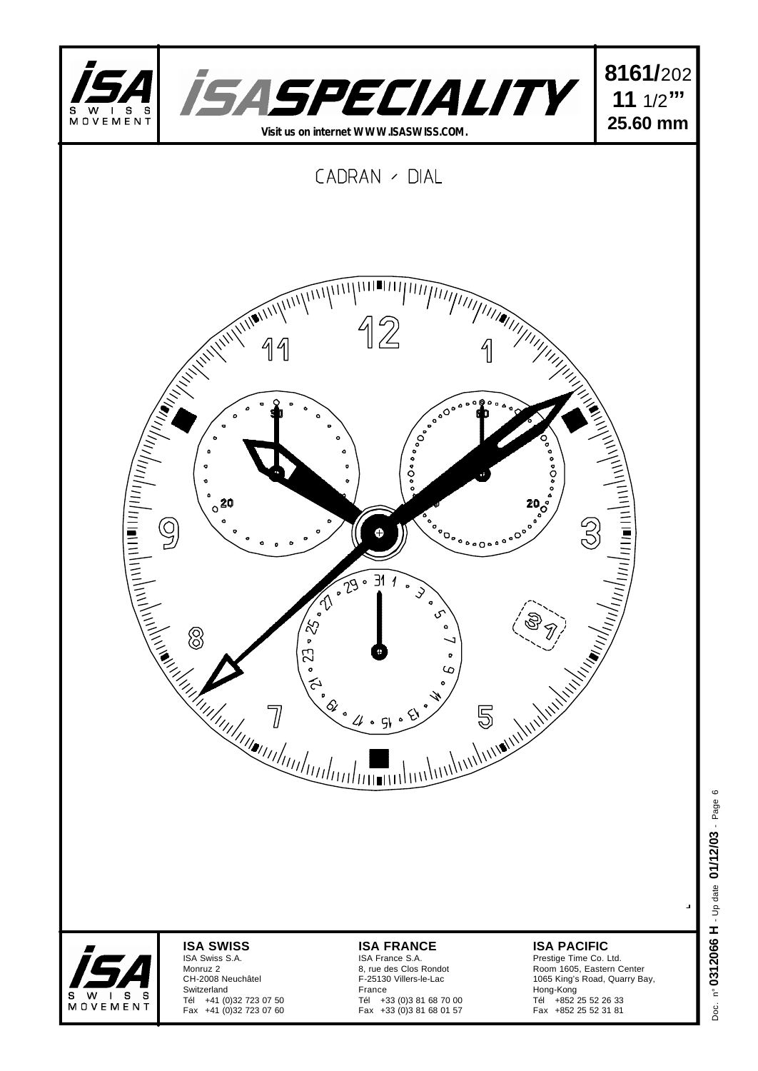ISA SWISS MOVEMENT

# ISASPECIALITY

**Visit us on internet WWW.ISASWISS.COM.**

**8161/**202
**11** 1/2**'''**
**25.60 mm**

## CADRAN / DIAL

12
1
3
5
7
8
9
11

30
20
60
20

31 1 3 5 7 9 11 13 15 17 19 21 23 25 27 29

31

**ISA SWISS**
ISA Swiss S.A.
Monruz 2
CH-2008 Neuchâtel
Switzerland
Tél +41 (0)32 723 07 50
Fax +41 (0)32 723 07 60

**ISA FRANCE**
ISA France S.A.
8, rue des Clos Rondot
F-25130 Villers-le-Lac
France
Tél +33 (0)3 81 68 70 00
Fax +33 (0)3 81 68 01 57

**ISA PACIFIC**
Prestige Time Co. Ltd.
Room 1605, Eastern Center
1065 King's Road, Quarry Bay,
Hong-Kong
Tél +852 25 52 26 33
Fax +852 25 52 31 81

Doc. n° **0312066 H** - Up date **01/12/03**